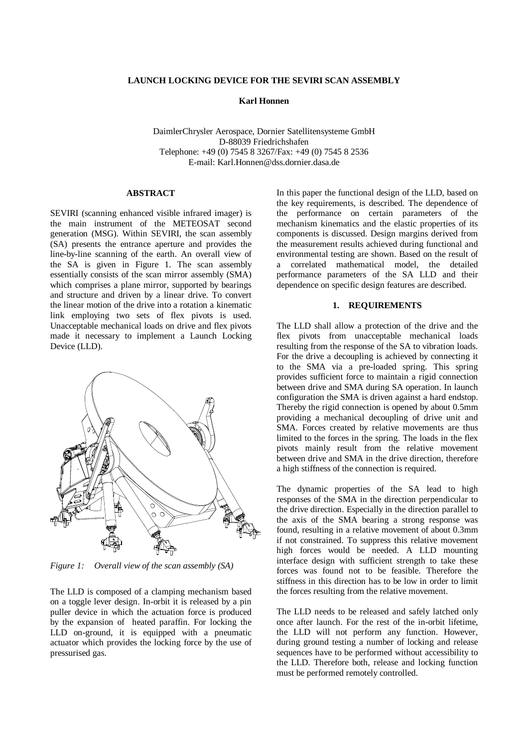# LAUNCH LOCKING DEVICE FOR THE SEVIRI SCAN ASSEMBLY

**Karl Honnen**

DaimlerChrysler Aerospace, Dornier Satellitensysteme GmbH
D-88039 Friedrichshafen
Telephone: +49 (0) 7545 8 3267/Fax: +49 (0) 7545 8 2536
E-mail: Karl.Honnen@dss.dornier.dasa.de

## ABSTRACT

SEVIRI (scanning enhanced visible infrared imager) is the main instrument of the METEOSAT second generation (MSG). Within SEVIRI, the scan assembly (SA) presents the entrance aperture and provides the line-by-line scanning of the earth. An overall view of the SA is given in Figure 1. The scan assembly essentially consists of the scan mirror assembly (SMA) which comprises a plane mirror, supported by bearings and structure and driven by a linear drive. To convert the linear motion of the drive into a rotation a kinematic link employing two sets of flex pivots is used. Unacceptable mechanical loads on drive and flex pivots made it necessary to implement a Launch Locking Device (LLD).

*Figure 1: Overall view of the scan assembly (SA)*

The LLD is composed of a clamping mechanism based on a toggle lever design. In-orbit it is released by a pin puller device in which the actuation force is produced by the expansion of heated paraffin. For locking the LLD on-ground, it is equipped with a pneumatic actuator which provides the locking force by the use of pressurised gas.

In this paper the functional design of the LLD, based on the key requirements, is described. The dependence of the performance on certain parameters of the mechanism kinematics and the elastic properties of its components is discussed. Design margins derived from the measurement results achieved during functional and environmental testing are shown. Based on the result of a correlated mathematical model, the detailed performance parameters of the SA LLD and their dependence on specific design features are described.

## 1. REQUIREMENTS

The LLD shall allow a protection of the drive and the flex pivots from unacceptable mechanical loads resulting from the response of the SA to vibration loads. For the drive a decoupling is achieved by connecting it to the SMA via a pre-loaded spring. This spring provides sufficient force to maintain a rigid connection between drive and SMA during SA operation. In launch configuration the SMA is driven against a hard endstop. Thereby the rigid connection is opened by about 0.5mm providing a mechanical decoupling of drive unit and SMA. Forces created by relative movements are thus limited to the forces in the spring. The loads in the flex pivots mainly result from the relative movement between drive and SMA in the drive direction, therefore a high stiffness of the connection is required.

The dynamic properties of the SA lead to high responses of the SMA in the direction perpendicular to the drive direction. Especially in the direction parallel to the axis of the SMA bearing a strong response was found, resulting in a relative movement of about 0.3mm if not constrained. To suppress this relative movement high forces would be needed. A LLD mounting interface design with sufficient strength to take these forces was found not to be feasible. Therefore the stiffness in this direction has to be low in order to limit the forces resulting from the relative movement.

The LLD needs to be released and safely latched only once after launch. For the rest of the in-orbit lifetime, the LLD will not perform any function. However, during ground testing a number of locking and release sequences have to be performed without accessibility to the LLD. Therefore both, release and locking function must be performed remotely controlled.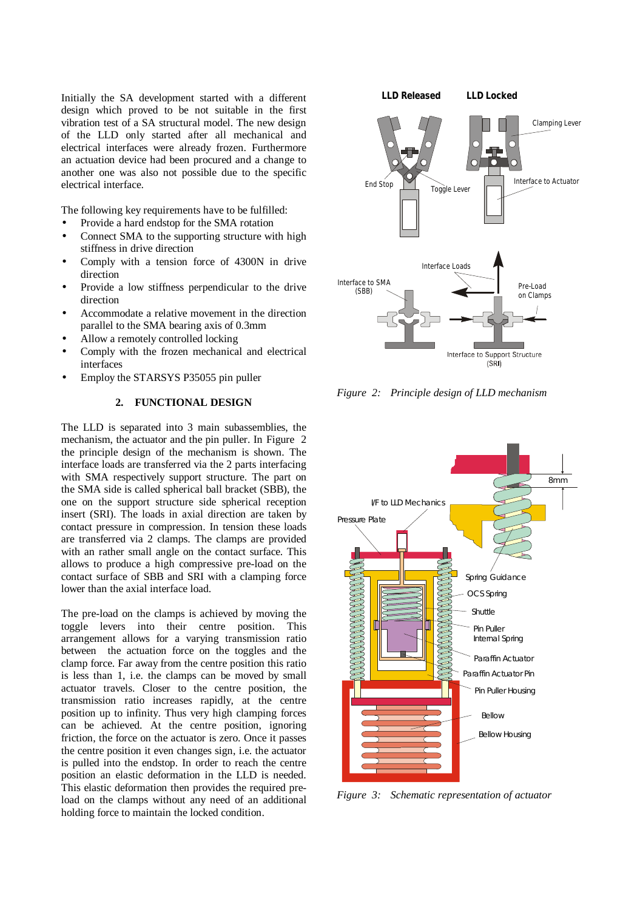Initially the SA development started with a different design which proved to be not suitable in the first vibration test of a SA structural model. The new design of the LLD only started after all mechanical and electrical interfaces were already frozen. Furthermore an actuation device had been procured and a change to another one was also not possible due to the specific electrical interface.

The following key requirements have to be fulfilled:

- Provide a hard endstop for the SMA rotation
- Connect SMA to the supporting structure with high stiffness in drive direction
- Comply with a tension force of 4300N in drive direction
- Provide a low stiffness perpendicular to the drive direction
- Accommodate a relative movement in the direction parallel to the SMA bearing axis of 0.3mm
- Allow a remotely controlled locking
- Comply with the frozen mechanical and electrical interfaces
- Employ the STARSYS P35055 pin puller

## 2. FUNCTIONAL DESIGN

The LLD is separated into 3 main subassemblies, the mechanism, the actuator and the pin puller. In Figure 2 the principle design of the mechanism is shown. The interface loads are transferred via the 2 parts interfacing with SMA respectively support structure. The part on the SMA side is called spherical ball bracket (SBB), the one on the support structure side spherical reception insert (SRI). The loads in axial direction are taken by contact pressure in compression. In tension these loads are transferred via 2 clamps. The clamps are provided with an rather small angle on the contact surface. This allows to produce a high compressive pre-load on the contact surface of SBB and SRI with a clamping force lower than the axial interface load.

The pre-load on the clamps is achieved by moving the toggle levers into their centre position. This arrangement allows for a varying transmission ratio between the actuation force on the toggles and the clamp force. Far away from the centre position this ratio is less than 1, i.e. the clamps can be moved by small actuator travels. Closer to the centre position, the transmission ratio increases rapidly, at the centre position up to infinity. Thus very high clamping forces can be achieved. At the centre position, ignoring friction, the force on the actuator is zero. Once it passes the centre position it even changes sign, i.e. the actuator is pulled into the endstop. In order to reach the centre position an elastic deformation in the LLD is needed. This elastic deformation then provides the required pre-load on the clamps without any need of an additional holding force to maintain the locked condition.

*Figure 2: Principle design of LLD mechanism*

*Figure 3: Schematic representation of actuator*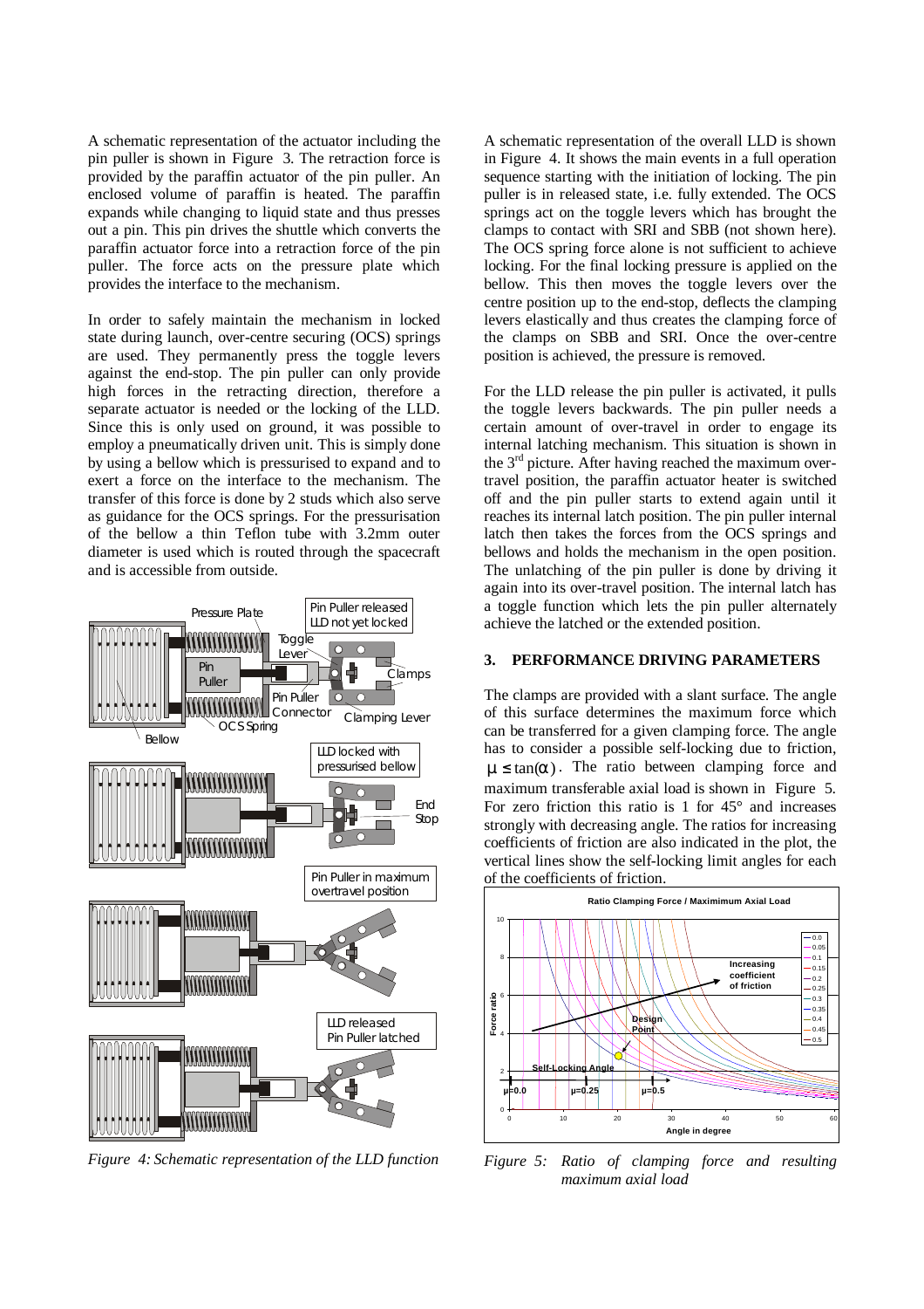A schematic representation of the actuator including the pin puller is shown in Figure 3. The retraction force is provided by the paraffin actuator of the pin puller. An enclosed volume of paraffin is heated. The paraffin expands while changing to liquid state and thus presses out a pin. This pin drives the shuttle which converts the paraffin actuator force into a retraction force of the pin puller. The force acts on the pressure plate which provides the interface to the mechanism.

In order to safely maintain the mechanism in locked state during launch, over-centre securing (OCS) springs are used. They permanently press the toggle levers against the end-stop. The pin puller can only provide high forces in the retracting direction, therefore a separate actuator is needed or the locking of the LLD. Since this is only used on ground, it was possible to employ a pneumatically driven unit. This is simply done by using a bellow which is pressurised to expand and to exert a force on the interface to the mechanism. The transfer of this force is done by 2 studs which also serve as guidance for the OCS springs. For the pressurisation of the bellow a thin Teflon tube with 3.2mm outer diameter is used which is routed through the spacecraft and is accessible from outside.

*Figure 4: Schematic representation of the LLD function*

A schematic representation of the overall LLD is shown in Figure 4. It shows the main events in a full operation sequence starting with the initiation of locking. The pin puller is in released state, i.e. fully extended. The OCS springs act on the toggle levers which has brought the clamps to contact with SRI and SBB (not shown here). The OCS spring force alone is not sufficient to achieve locking. For the final locking pressure is applied on the bellow. This then moves the toggle levers over the centre position up to the end-stop, deflects the clamping levers elastically and thus creates the clamping force of the clamps on SBB and SRI. Once the over-centre position is achieved, the pressure is removed.

For the LLD release the pin puller is activated, it pulls the toggle levers backwards. The pin puller needs a certain amount of over-travel in order to engage its internal latching mechanism. This situation is shown in the 3rd picture. After having reached the maximum over-travel position, the paraffin actuator heater is switched off and the pin puller starts to extend again until it reaches its internal latch position. The pin puller internal latch then takes the forces from the OCS springs and bellows and holds the mechanism in the open position. The unlatching of the pin puller is done by driving it again into its over-travel position. The internal latch has a toggle function which lets the pin puller alternately achieve the latched or the extended position.

## 3. PERFORMANCE DRIVING PARAMETERS

The clamps are provided with a slant surface. The angle of this surface determines the maximum force which can be transferred for a given clamping force. The angle has to consider a possible self-locking due to friction, $\mu \leq \tan(\alpha)$. The ratio between clamping force and maximum transferable axial load is shown in Figure 5. For zero friction this ratio is 1 for 45° and increases strongly with decreasing angle. The ratios for increasing coefficients of friction are also indicated in the plot, the vertical lines show the self-locking limit angles for each of the coefficients of friction.

*Figure 5: Ratio of clamping force and resulting maximum axial load*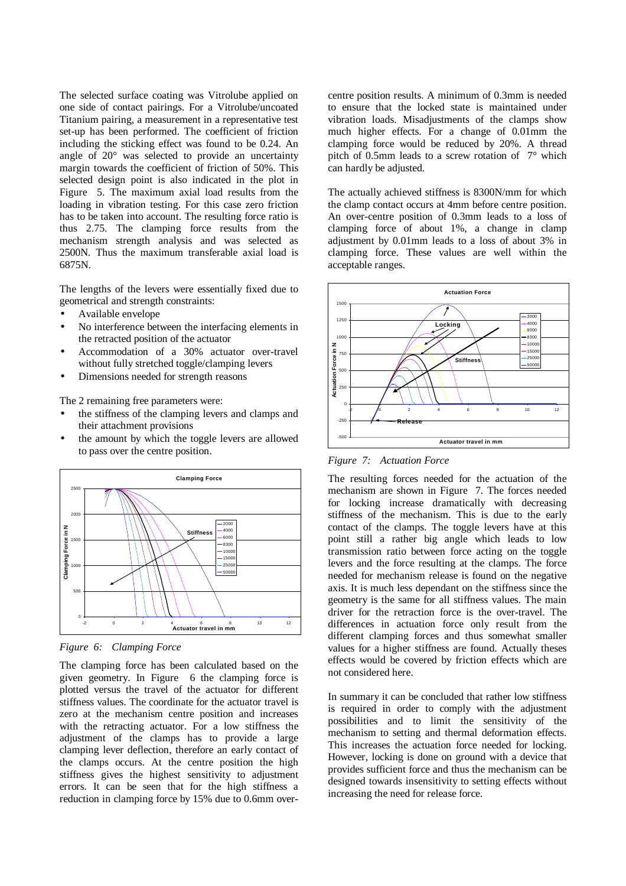The selected surface coating was Vitrolube applied on one side of contact pairings. For a Vitrolube/uncoated Titanium pairing, a measurement in a representative test set-up has been performed. The coefficient of friction including the sticking effect was found to be 0.24. An angle of 20° was selected to provide an uncertainty margin towards the coefficient of friction of 50%. This selected design point is also indicated in the plot in Figure 5. The maximum axial load results from the loading in vibration testing. For this case zero friction has to be taken into account. The resulting force ratio is thus 2.75. The clamping force results from the mechanism strength analysis and was selected as 2500N. Thus the maximum transferable axial load is 6875N.

The lengths of the levers were essentially fixed due to geometrical and strength constraints:

- Available envelope
- No interference between the interfacing elements in the retracted position of the actuator
- Accommodation of a 30% actuator over-travel without fully stretched toggle/clamping levers
- Dimensions needed for strength reasons

The 2 remaining free parameters were:

- the stiffness of the clamping levers and clamps and their attachment provisions
- the amount by which the toggle levers are allowed to pass over the centre position.

*Figure 6: Clamping Force*

The clamping force has been calculated based on the given geometry. In Figure 6 the clamping force is plotted versus the travel of the actuator for different stiffness values. The coordinate for the actuator travel is zero at the mechanism centre position and increases with the retracting actuator. For a low stiffness the adjustment of the clamps has to provide a large clamping lever deflection, therefore an early contact of the clamps occurs. At the centre position the high stiffness gives the highest sensitivity to adjustment errors. It can be seen that for the high stiffness a reduction in clamping force by 15% due to 0.6mm over-centre position results. A minimum of 0.3mm is needed to ensure that the locked state is maintained under vibration loads. Misadjustments of the clamps show much higher effects. For a change of 0.01mm the clamping force would be reduced by 20%. A thread pitch of 0.5mm leads to a screw rotation of 7° which can hardly be adjusted.

The actually achieved stiffness is 8300N/mm for which the clamp contact occurs at 4mm before centre position. An over-centre position of 0.3mm leads to a loss of clamping force of about 1%, a change in clamp adjustment by 0.01mm leads to a loss of about 3% in clamping force. These values are well within the acceptable ranges.

*Figure 7: Actuation Force*

The resulting forces needed for the actuation of the mechanism are shown in Figure 7. The forces needed for locking increase dramatically with decreasing stiffness of the mechanism. This is due to the early contact of the clamps. The toggle levers have at this point still a rather big angle which leads to low transmission ratio between force acting on the toggle levers and the force resulting at the clamps. The force needed for mechanism release is found on the negative axis. It is much less dependant on the stiffness since the geometry is the same for all stiffness values. The main driver for the retraction force is the over-travel. The differences in actuation force only result from the different clamping forces and thus somewhat smaller values for a higher stiffness are found. Actually theses effects would be covered by friction effects which are not considered here.

In summary it can be concluded that rather low stiffness is required in order to comply with the adjustment possibilities and to limit the sensitivity of the mechanism to setting and thermal deformation effects. This increases the actuation force needed for locking. However, locking is done on ground with a device that provides sufficient force and thus the mechanism can be designed towards insensitivity to setting effects without increasing the need for release force.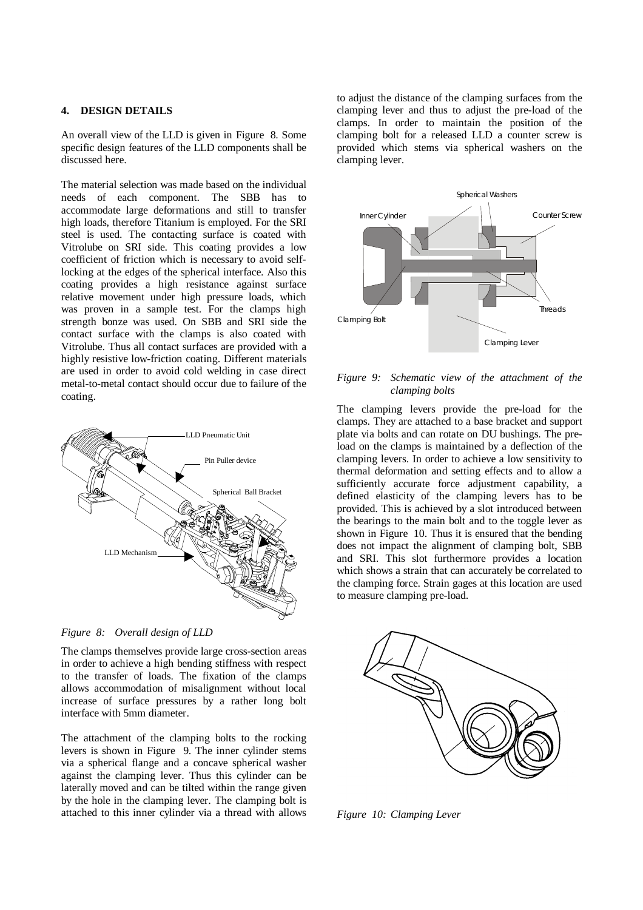## 4. DESIGN DETAILS

An overall view of the LLD is given in Figure 8. Some specific design features of the LLD components shall be discussed here.

The material selection was made based on the individual needs of each component. The SBB has to accommodate large deformations and still to transfer high loads, therefore Titanium is employed. For the SRI steel is used. The contacting surface is coated with Vitrolube on SRI side. This coating provides a low coefficient of friction which is necessary to avoid self-locking at the edges of the spherical interface. Also this coating provides a high resistance against surface relative movement under high pressure loads, which was proven in a sample test. For the clamps high strength bonze was used. On SBB and SRI side the contact surface with the clamps is also coated with Vitrolube. Thus all contact surfaces are provided with a highly resistive low-friction coating. Different materials are used in order to avoid cold welding in case direct metal-to-metal contact should occur due to failure of the coating.

*Figure 8: Overall design of LLD*

The clamps themselves provide large cross-section areas in order to achieve a high bending stiffness with respect to the transfer of loads. The fixation of the clamps allows accommodation of misalignment without local increase of surface pressures by a rather long bolt interface with 5mm diameter.

The attachment of the clamping bolts to the rocking levers is shown in Figure 9. The inner cylinder stems via a spherical flange and a concave spherical washer against the clamping lever. Thus this cylinder can be laterally moved and can be tilted within the range given by the hole in the clamping lever. The clamping bolt is attached to this inner cylinder via a thread with allows to adjust the distance of the clamping surfaces from the clamping lever and thus to adjust the pre-load of the clamps. In order to maintain the position of the clamping bolt for a released LLD a counter screw is provided which stems via spherical washers on the clamping lever.

*Figure 9: Schematic view of the attachment of the clamping bolts*

The clamping levers provide the pre-load for the clamps. They are attached to a base bracket and support plate via bolts and can rotate on DU bushings. The pre-load on the clamps is maintained by a deflection of the clamping levers. In order to achieve a low sensitivity to thermal deformation and setting effects and to allow a sufficiently accurate force adjustment capability, a defined elasticity of the clamping levers has to be provided. This is achieved by a slot introduced between the bearings to the main bolt and to the toggle lever as shown in Figure 10. Thus it is ensured that the bending does not impact the alignment of clamping bolt, SBB and SRI. This slot furthermore provides a location which shows a strain that can accurately be correlated to the clamping force. Strain gages at this location are used to measure clamping pre-load.

*Figure 10: Clamping Lever*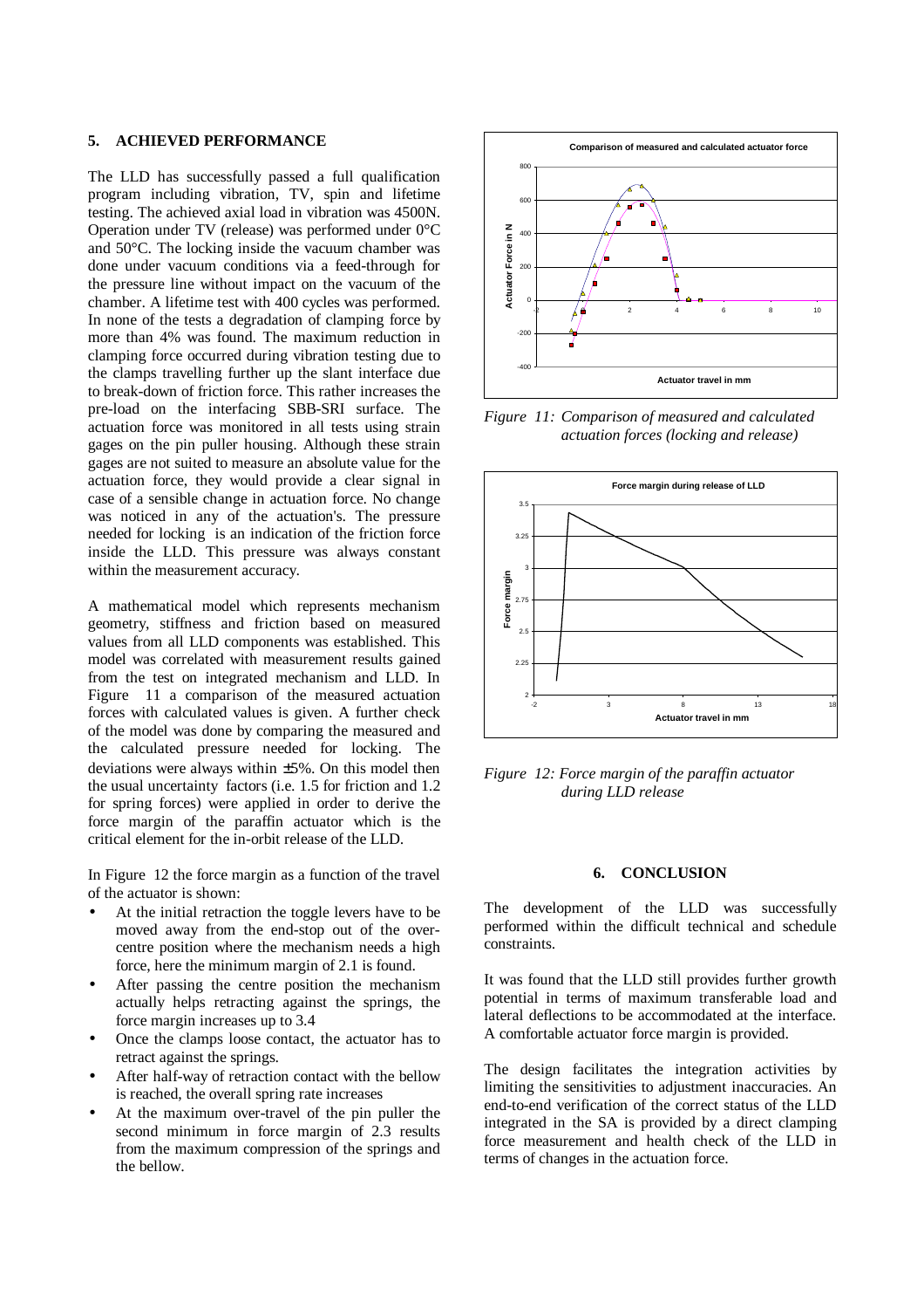## 5. ACHIEVED PERFORMANCE

The LLD has successfully passed a full qualification program including vibration, TV, spin and lifetime testing. The achieved axial load in vibration was 4500N. Operation under TV (release) was performed under 0°C and 50°C. The locking inside the vacuum chamber was done under vacuum conditions via a feed-through for the pressure line without impact on the vacuum of the chamber. A lifetime test with 400 cycles was performed. In none of the tests a degradation of clamping force by more than 4% was found. The maximum reduction in clamping force occurred during vibration testing due to the clamps travelling further up the slant interface due to break-down of friction force. This rather increases the pre-load on the interfacing SBB-SRI surface. The actuation force was monitored in all tests using strain gages on the pin puller housing. Although these strain gages are not suited to measure an absolute value for the actuation force, they would provide a clear signal in case of a sensible change in actuation force. No change was noticed in any of the actuation's. The pressure needed for locking is an indication of the friction force inside the LLD. This pressure was always constant within the measurement accuracy.

A mathematical model which represents mechanism geometry, stiffness and friction based on measured values from all LLD components was established. This model was correlated with measurement results gained from the test on integrated mechanism and LLD. In Figure 11 a comparison of the measured actuation forces with calculated values is given. A further check of the model was done by comparing the measured and the calculated pressure needed for locking. The deviations were always within ±5%. On this model then the usual uncertainty factors (i.e. 1.5 for friction and 1.2 for spring forces) were applied in order to derive the force margin of the paraffin actuator which is the critical element for the in-orbit release of the LLD.

In Figure 12 the force margin as a function of the travel of the actuator is shown:

- At the initial retraction the toggle levers have to be moved away from the end-stop out of the over-centre position where the mechanism needs a high force, here the minimum margin of 2.1 is found.
- After passing the centre position the mechanism actually helps retracting against the springs, the force margin increases up to 3.4
- Once the clamps loose contact, the actuator has to retract against the springs.
- After half-way of retraction contact with the bellow is reached, the overall spring rate increases
- At the maximum over-travel of the pin puller the second minimum in force margin of 2.3 results from the maximum compression of the springs and the bellow.

Comparison of measured and calculated actuator force

Actuator Force in N

800
600
400
200
0
-200
-400

-2 2 4 6 8 10

Actuator travel in mm

*Figure 11: Comparison of measured and calculated actuation forces (locking and release)*

Force margin during release of LLD

Force margin

3.5
3.25
3
2.75
2.5
2.25
2

-2 3 8 13 18

Actuator travel in mm

*Figure 12: Force margin of the paraffin actuator during LLD release*

## 6. CONCLUSION

The development of the LLD was successfully performed within the difficult technical and schedule constraints.

It was found that the LLD still provides further growth potential in terms of maximum transferable load and lateral deflections to be accommodated at the interface. A comfortable actuator force margin is provided.

The design facilitates the integration activities by limiting the sensitivities to adjustment inaccuracies. An end-to-end verification of the correct status of the LLD integrated in the SA is provided by a direct clamping force measurement and health check of the LLD in terms of changes in the actuation force.